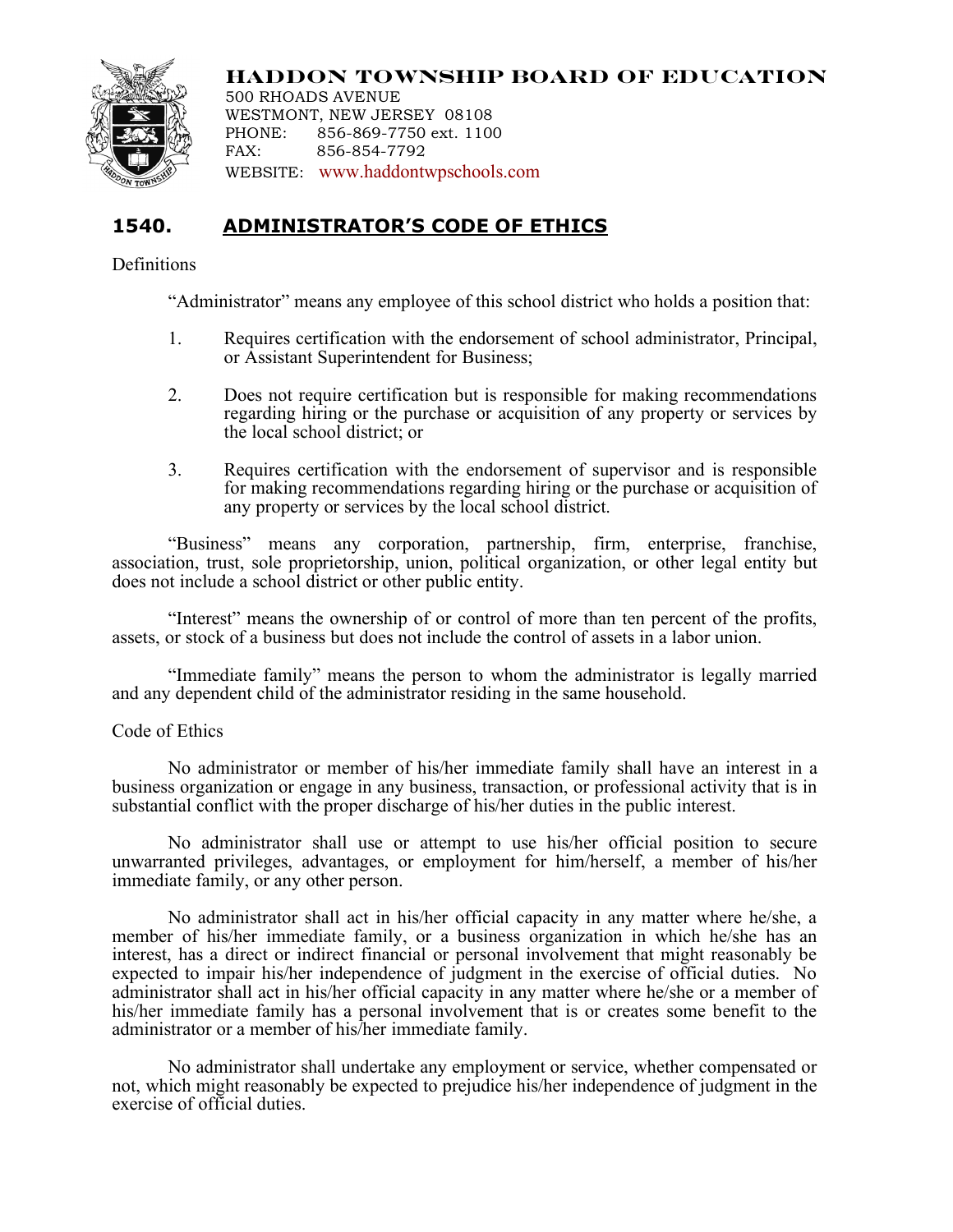# HADDON TOWNSHIP BOARD OF EDUCATION

500 RHOADS AVENUE
WESTMONT, NEW JERSEY 08108
PHONE: 856-869-7750 ext. 1100
FAX: 856-854-7792
WEBSITE: www.haddontwpschools.com

## 1540. ADMINISTRATOR'S CODE OF ETHICS

Definitions

"Administrator" means any employee of this school district who holds a position that:

1. Requires certification with the endorsement of school administrator, Principal, or Assistant Superintendent for Business;
2. Does not require certification but is responsible for making recommendations regarding hiring or the purchase or acquisition of any property or services by the local school district; or
3. Requires certification with the endorsement of supervisor and is responsible for making recommendations regarding hiring or the purchase or acquisition of any property or services by the local school district.

"Business" means any corporation, partnership, firm, enterprise, franchise, association, trust, sole proprietorship, union, political organization, or other legal entity but does not include a school district or other public entity.

"Interest" means the ownership of or control of more than ten percent of the profits, assets, or stock of a business but does not include the control of assets in a labor union.

"Immediate family" means the person to whom the administrator is legally married and any dependent child of the administrator residing in the same household.

Code of Ethics

No administrator or member of his/her immediate family shall have an interest in a business organization or engage in any business, transaction, or professional activity that is in substantial conflict with the proper discharge of his/her duties in the public interest.

No administrator shall use or attempt to use his/her official position to secure unwarranted privileges, advantages, or employment for him/herself, a member of his/her immediate family, or any other person.

No administrator shall act in his/her official capacity in any matter where he/she, a member of his/her immediate family, or a business organization in which he/she has an interest, has a direct or indirect financial or personal involvement that might reasonably be expected to impair his/her independence of judgment in the exercise of official duties. No administrator shall act in his/her official capacity in any matter where he/she or a member of his/her immediate family has a personal involvement that is or creates some benefit to the administrator or a member of his/her immediate family.

No administrator shall undertake any employment or service, whether compensated or not, which might reasonably be expected to prejudice his/her independence of judgment in the exercise of official duties.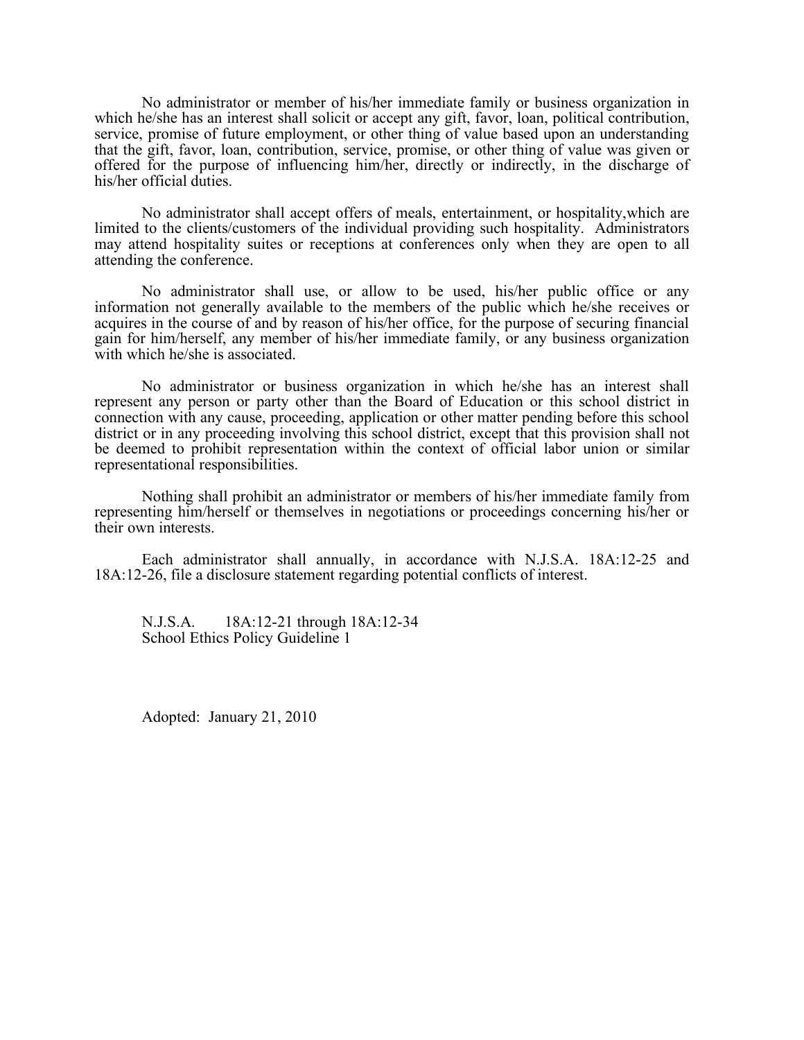No administrator or member of his/her immediate family or business organization in which he/she has an interest shall solicit or accept any gift, favor, loan, political contribution, service, promise of future employment, or other thing of value based upon an understanding that the gift, favor, loan, contribution, service, promise, or other thing of value was given or offered for the purpose of influencing him/her, directly or indirectly, in the discharge of his/her official duties.

No administrator shall accept offers of meals, entertainment, or hospitality,which are limited to the clients/customers of the individual providing such hospitality. Administrators may attend hospitality suites or receptions at conferences only when they are open to all attending the conference.

No administrator shall use, or allow to be used, his/her public office or any information not generally available to the members of the public which he/she receives or acquires in the course of and by reason of his/her office, for the purpose of securing financial gain for him/herself, any member of his/her immediate family, or any business organization with which he/she is associated.

No administrator or business organization in which he/she has an interest shall represent any person or party other than the Board of Education or this school district in connection with any cause, proceeding, application or other matter pending before this school district or in any proceeding involving this school district, except that this provision shall not be deemed to prohibit representation within the context of official labor union or similar representational responsibilities.

Nothing shall prohibit an administrator or members of his/her immediate family from representing him/herself or themselves in negotiations or proceedings concerning his/her or their own interests.

Each administrator shall annually, in accordance with N.J.S.A. 18A:12-25 and 18A:12-26, file a disclosure statement regarding potential conflicts of interest.

N.J.S.A. 18A:12-21 through 18A:12-34
School Ethics Policy Guideline 1

Adopted: January 21, 2010